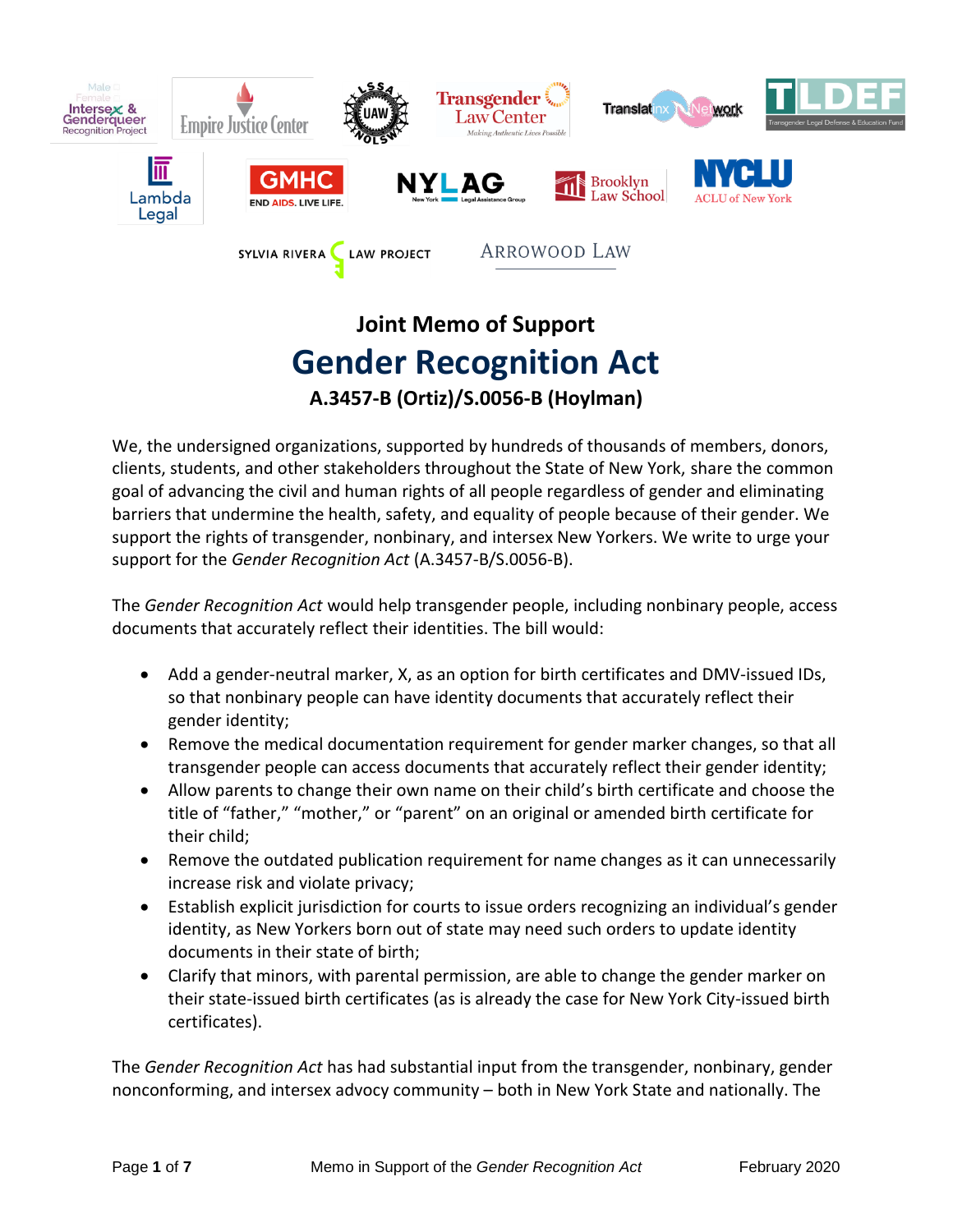# Joint Memo of Support

## Gender Recognition Act

### A.3457-B (Ortiz)/S.0056-B (Hoylman)

We, the undersigned organizations, supported by hundreds of thousands of members, donors, clients, students, and other stakeholders throughout the State of New York, share the common goal of advancing the civil and human rights of all people regardless of gender and eliminating barriers that undermine the health, safety, and equality of people because of their gender. We support the rights of transgender, nonbinary, and intersex New Yorkers. We write to urge your support for the *Gender Recognition Act* (A.3457-B/S.0056-B).

The *Gender Recognition Act* would help transgender people, including nonbinary people, access documents that accurately reflect their identities. The bill would:

- Add a gender-neutral marker, X, as an option for birth certificates and DMV-issued IDs, so that nonbinary people can have identity documents that accurately reflect their gender identity;
- Remove the medical documentation requirement for gender marker changes, so that all transgender people can access documents that accurately reflect their gender identity;
- Allow parents to change their own name on their child's birth certificate and choose the title of "father," "mother," or "parent" on an original or amended birth certificate for their child;
- Remove the outdated publication requirement for name changes as it can unnecessarily increase risk and violate privacy;
- Establish explicit jurisdiction for courts to issue orders recognizing an individual's gender identity, as New Yorkers born out of state may need such orders to update identity documents in their state of birth;
- Clarify that minors, with parental permission, are able to change the gender marker on their state-issued birth certificates (as is already the case for New York City-issued birth certificates).

The *Gender Recognition Act* has had substantial input from the transgender, nonbinary, gender nonconforming, and intersex advocy community – both in New York State and nationally. The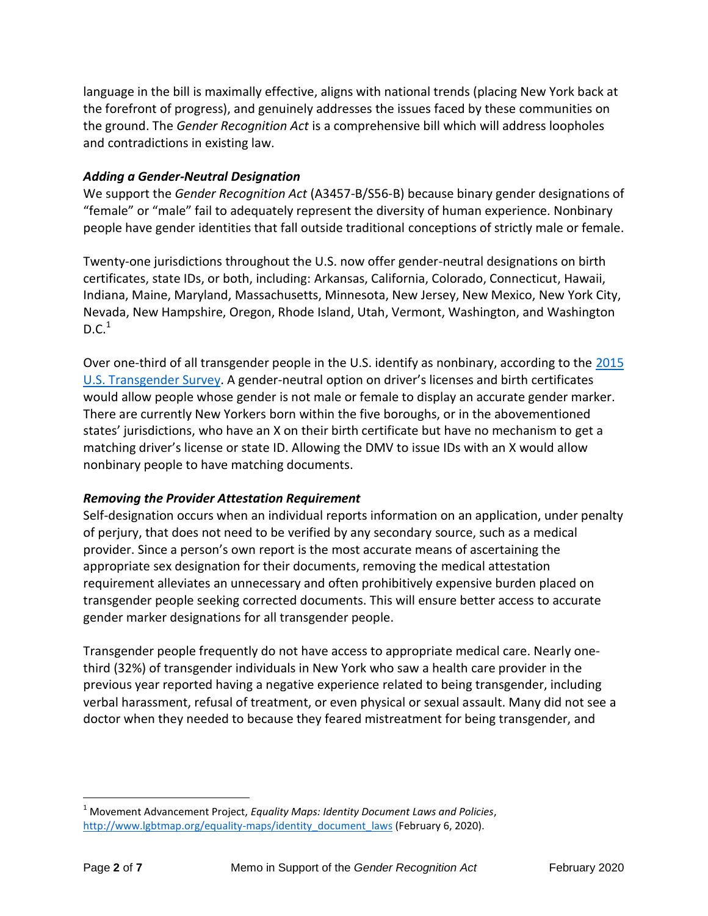language in the bill is maximally effective, aligns with national trends (placing New York back at the forefront of progress), and genuinely addresses the issues faced by these communities on the ground. The *Gender Recognition Act* is a comprehensive bill which will address loopholes and contradictions in existing law.

***Adding a Gender-Neutral Designation***

We support the *Gender Recognition Act* (A3457-B/S56-B) because binary gender designations of "female" or "male" fail to adequately represent the diversity of human experience. Nonbinary people have gender identities that fall outside traditional conceptions of strictly male or female.

Twenty-one jurisdictions throughout the U.S. now offer gender-neutral designations on birth certificates, state IDs, or both, including: Arkansas, California, Colorado, Connecticut, Hawaii, Indiana, Maine, Maryland, Massachusetts, Minnesota, New Jersey, New Mexico, New York City, Nevada, New Hampshire, Oregon, Rhode Island, Utah, Vermont, Washington, and Washington D.C.[1]

Over one-third of all transgender people in the U.S. identify as nonbinary, according to the [2015 U.S. Transgender Survey](). A gender-neutral option on driver's licenses and birth certificates would allow people whose gender is not male or female to display an accurate gender marker. There are currently New Yorkers born within the five boroughs, or in the abovementioned states' jurisdictions, who have an X on their birth certificate but have no mechanism to get a matching driver's license or state ID. Allowing the DMV to issue IDs with an X would allow nonbinary people to have matching documents.

***Removing the Provider Attestation Requirement***

Self-designation occurs when an individual reports information on an application, under penalty of perjury, that does not need to be verified by any secondary source, such as a medical provider. Since a person's own report is the most accurate means of ascertaining the appropriate sex designation for their documents, removing the medical attestation requirement alleviates an unnecessary and often prohibitively expensive burden placed on transgender people seeking corrected documents. This will ensure better access to accurate gender marker designations for all transgender people.

Transgender people frequently do not have access to appropriate medical care. Nearly one-third (32%) of transgender individuals in New York who saw a health care provider in the previous year reported having a negative experience related to being transgender, including verbal harassment, refusal of treatment, or even physical or sexual assault. Many did not see a doctor when they needed to because they feared mistreatment for being transgender, and

---

[1] Movement Advancement Project, *Equality Maps: Identity Document Laws and Policies*, http://www.lgbtmap.org/equality-maps/identity_document_laws (February 6, 2020).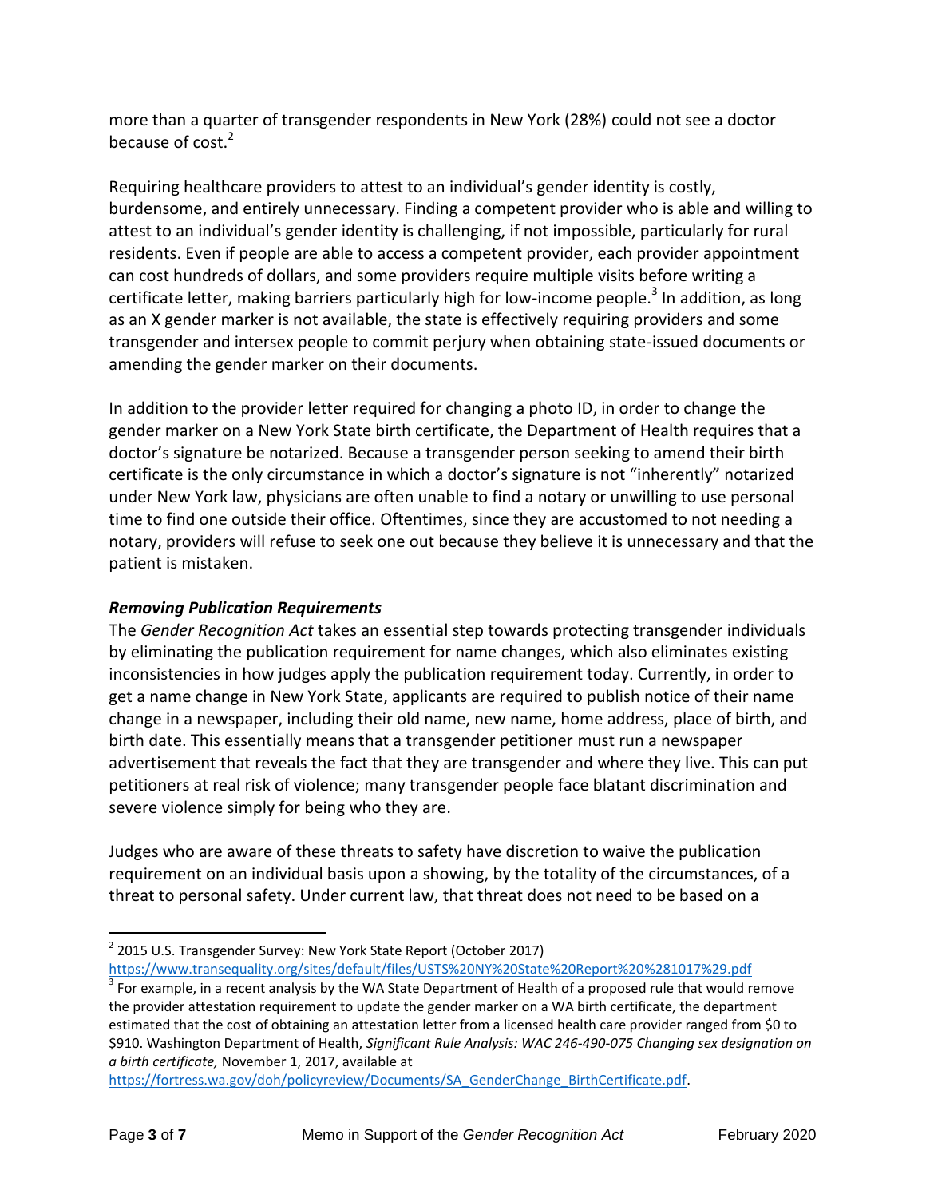more than a quarter of transgender respondents in New York (28%) could not see a doctor because of cost.[2]

Requiring healthcare providers to attest to an individual's gender identity is costly, burdensome, and entirely unnecessary. Finding a competent provider who is able and willing to attest to an individual's gender identity is challenging, if not impossible, particularly for rural residents. Even if people are able to access a competent provider, each provider appointment can cost hundreds of dollars, and some providers require multiple visits before writing a certificate letter, making barriers particularly high for low-income people.[3] In addition, as long as an X gender marker is not available, the state is effectively requiring providers and some transgender and intersex people to commit perjury when obtaining state-issued documents or amending the gender marker on their documents.

In addition to the provider letter required for changing a photo ID, in order to change the gender marker on a New York State birth certificate, the Department of Health requires that a doctor's signature be notarized. Because a transgender person seeking to amend their birth certificate is the only circumstance in which a doctor's signature is not "inherently" notarized under New York law, physicians are often unable to find a notary or unwilling to use personal time to find one outside their office. Oftentimes, since they are accustomed to not needing a notary, providers will refuse to seek one out because they believe it is unnecessary and that the patient is mistaken.

***Removing Publication Requirements***

The *Gender Recognition Act* takes an essential step towards protecting transgender individuals by eliminating the publication requirement for name changes, which also eliminates existing inconsistencies in how judges apply the publication requirement today. Currently, in order to get a name change in New York State, applicants are required to publish notice of their name change in a newspaper, including their old name, new name, home address, place of birth, and birth date. This essentially means that a transgender petitioner must run a newspaper advertisement that reveals the fact that they are transgender and where they live. This can put petitioners at real risk of violence; many transgender people face blatant discrimination and severe violence simply for being who they are.

Judges who are aware of these threats to safety have discretion to waive the publication requirement on an individual basis upon a showing, by the totality of the circumstances, of a threat to personal safety. Under current law, that threat does not need to be based on a

---

[2] 2015 U.S. Transgender Survey: New York State Report (October 2017) https://www.transequality.org/sites/default/files/USTS%20NY%20State%20Report%20%281017%29.pdf

[3] For example, in a recent analysis by the WA State Department of Health of a proposed rule that would remove the provider attestation requirement to update the gender marker on a WA birth certificate, the department estimated that the cost of obtaining an attestation letter from a licensed health care provider ranged from $0 to $910. Washington Department of Health, *Significant Rule Analysis: WAC 246-490-075 Changing sex designation on a birth certificate,* November 1, 2017, available at https://fortress.wa.gov/doh/policyreview/Documents/SA_GenderChange_BirthCertificate.pdf.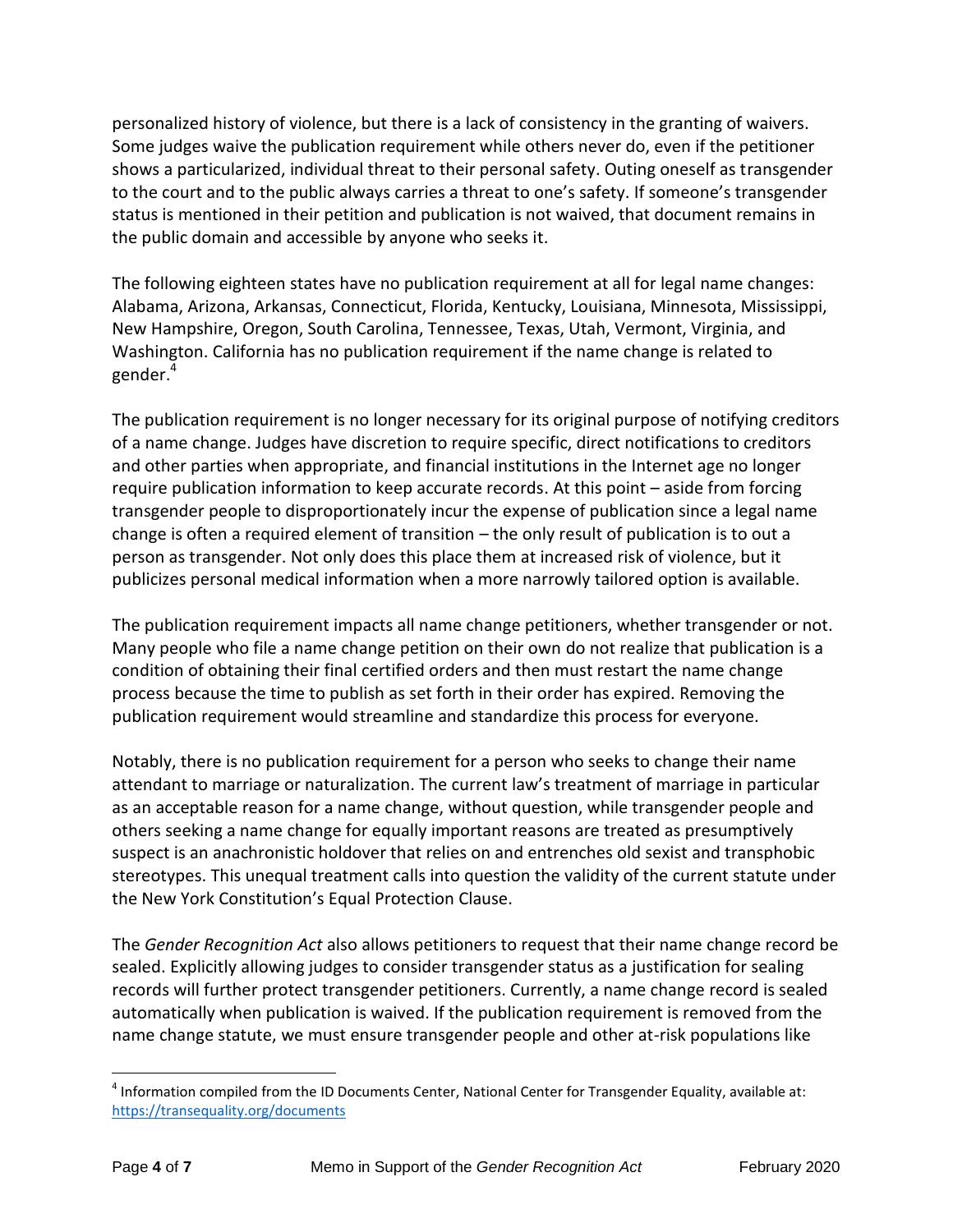personalized history of violence, but there is a lack of consistency in the granting of waivers. Some judges waive the publication requirement while others never do, even if the petitioner shows a particularized, individual threat to their personal safety. Outing oneself as transgender to the court and to the public always carries a threat to one's safety. If someone's transgender status is mentioned in their petition and publication is not waived, that document remains in the public domain and accessible by anyone who seeks it.

The following eighteen states have no publication requirement at all for legal name changes: Alabama, Arizona, Arkansas, Connecticut, Florida, Kentucky, Louisiana, Minnesota, Mississippi, New Hampshire, Oregon, South Carolina, Tennessee, Texas, Utah, Vermont, Virginia, and Washington. California has no publication requirement if the name change is related to gender.[4]

The publication requirement is no longer necessary for its original purpose of notifying creditors of a name change. Judges have discretion to require specific, direct notifications to creditors and other parties when appropriate, and financial institutions in the Internet age no longer require publication information to keep accurate records. At this point – aside from forcing transgender people to disproportionately incur the expense of publication since a legal name change is often a required element of transition – the only result of publication is to out a person as transgender. Not only does this place them at increased risk of violence, but it publicizes personal medical information when a more narrowly tailored option is available.

The publication requirement impacts all name change petitioners, whether transgender or not. Many people who file a name change petition on their own do not realize that publication is a condition of obtaining their final certified orders and then must restart the name change process because the time to publish as set forth in their order has expired. Removing the publication requirement would streamline and standardize this process for everyone.

Notably, there is no publication requirement for a person who seeks to change their name attendant to marriage or naturalization. The current law's treatment of marriage in particular as an acceptable reason for a name change, without question, while transgender people and others seeking a name change for equally important reasons are treated as presumptively suspect is an anachronistic holdover that relies on and entrenches old sexist and transphobic stereotypes. This unequal treatment calls into question the validity of the current statute under the New York Constitution's Equal Protection Clause.

The *Gender Recognition Act* also allows petitioners to request that their name change record be sealed. Explicitly allowing judges to consider transgender status as a justification for sealing records will further protect transgender petitioners. Currently, a name change record is sealed automatically when publication is waived. If the publication requirement is removed from the name change statute, we must ensure transgender people and other at-risk populations like

---

[4] Information compiled from the ID Documents Center, National Center for Transgender Equality, available at: https://transequality.org/documents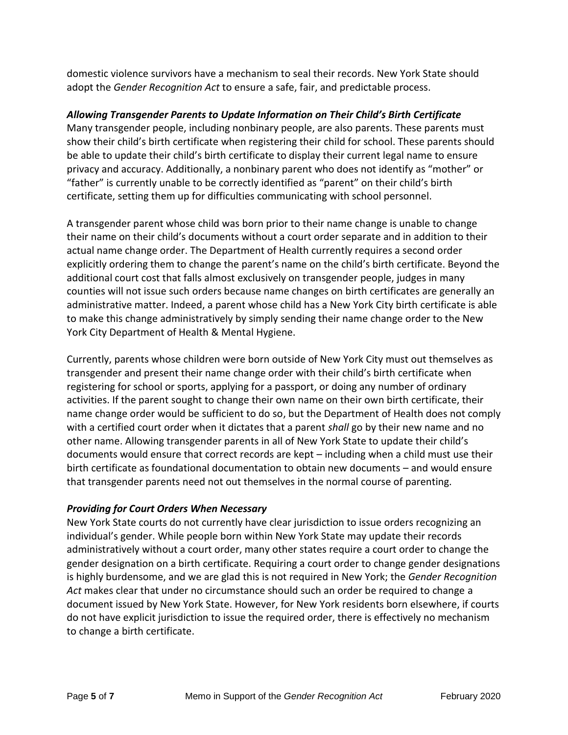domestic violence survivors have a mechanism to seal their records. New York State should adopt the *Gender Recognition Act* to ensure a safe, fair, and predictable process.

### ***Allowing Transgender Parents to Update Information on Their Child's Birth Certificate***

Many transgender people, including nonbinary people, are also parents. These parents must show their child's birth certificate when registering their child for school. These parents should be able to update their child's birth certificate to display their current legal name to ensure privacy and accuracy. Additionally, a nonbinary parent who does not identify as "mother" or "father" is currently unable to be correctly identified as "parent" on their child's birth certificate, setting them up for difficulties communicating with school personnel.

A transgender parent whose child was born prior to their name change is unable to change their name on their child's documents without a court order separate and in addition to their actual name change order. The Department of Health currently requires a second order explicitly ordering them to change the parent's name on the child's birth certificate. Beyond the additional court cost that falls almost exclusively on transgender people, judges in many counties will not issue such orders because name changes on birth certificates are generally an administrative matter. Indeed, a parent whose child has a New York City birth certificate is able to make this change administratively by simply sending their name change order to the New York City Department of Health & Mental Hygiene.

Currently, parents whose children were born outside of New York City must out themselves as transgender and present their name change order with their child's birth certificate when registering for school or sports, applying for a passport, or doing any number of ordinary activities. If the parent sought to change their own name on their own birth certificate, their name change order would be sufficient to do so, but the Department of Health does not comply with a certified court order when it dictates that a parent *shall* go by their new name and no other name. Allowing transgender parents in all of New York State to update their child's documents would ensure that correct records are kept – including when a child must use their birth certificate as foundational documentation to obtain new documents – and would ensure that transgender parents need not out themselves in the normal course of parenting.

### ***Providing for Court Orders When Necessary***

New York State courts do not currently have clear jurisdiction to issue orders recognizing an individual's gender. While people born within New York State may update their records administratively without a court order, many other states require a court order to change the gender designation on a birth certificate. Requiring a court order to change gender designations is highly burdensome, and we are glad this is not required in New York; the *Gender Recognition Act* makes clear that under no circumstance should such an order be required to change a document issued by New York State. However, for New York residents born elsewhere, if courts do not have explicit jurisdiction to issue the required order, there is effectively no mechanism to change a birth certificate.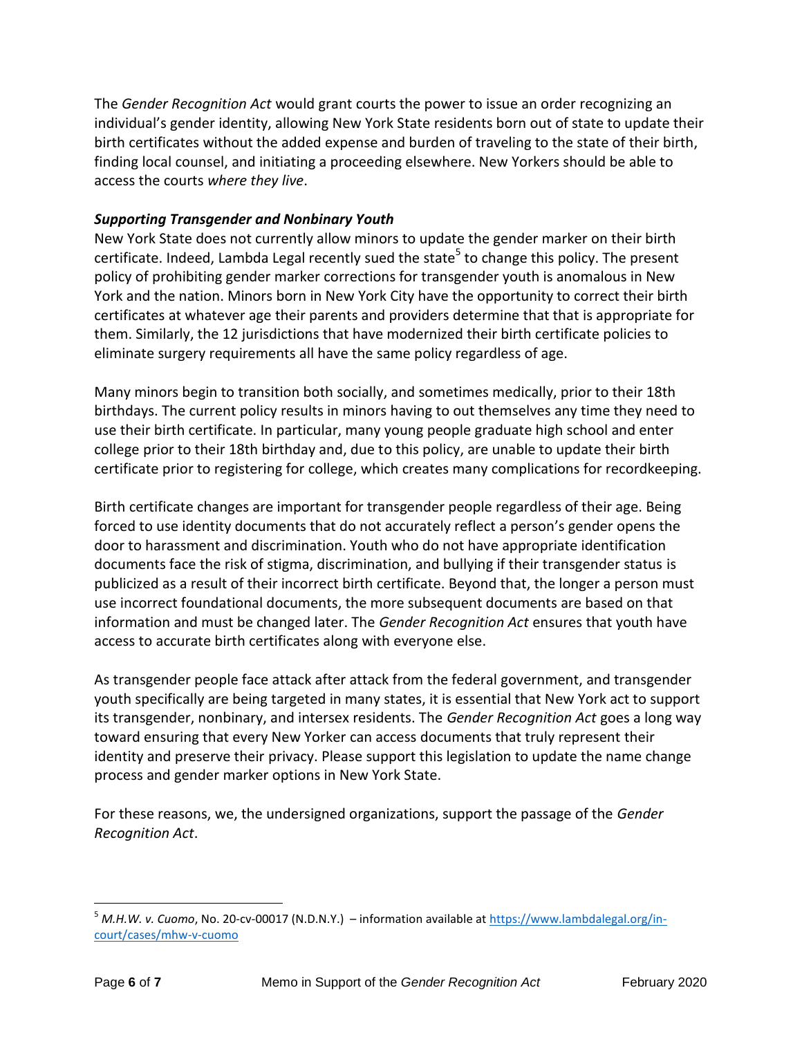The *Gender Recognition Act* would grant courts the power to issue an order recognizing an individual's gender identity, allowing New York State residents born out of state to update their birth certificates without the added expense and burden of traveling to the state of their birth, finding local counsel, and initiating a proceeding elsewhere. New Yorkers should be able to access the courts *where they live*.

***Supporting Transgender and Nonbinary Youth***

New York State does not currently allow minors to update the gender marker on their birth certificate. Indeed, Lambda Legal recently sued the state[5] to change this policy. The present policy of prohibiting gender marker corrections for transgender youth is anomalous in New York and the nation. Minors born in New York City have the opportunity to correct their birth certificates at whatever age their parents and providers determine that that is appropriate for them. Similarly, the 12 jurisdictions that have modernized their birth certificate policies to eliminate surgery requirements all have the same policy regardless of age.

Many minors begin to transition both socially, and sometimes medically, prior to their 18th birthdays. The current policy results in minors having to out themselves any time they need to use their birth certificate. In particular, many young people graduate high school and enter college prior to their 18th birthday and, due to this policy, are unable to update their birth certificate prior to registering for college, which creates many complications for recordkeeping.

Birth certificate changes are important for transgender people regardless of their age. Being forced to use identity documents that do not accurately reflect a person's gender opens the door to harassment and discrimination. Youth who do not have appropriate identification documents face the risk of stigma, discrimination, and bullying if their transgender status is publicized as a result of their incorrect birth certificate. Beyond that, the longer a person must use incorrect foundational documents, the more subsequent documents are based on that information and must be changed later. The *Gender Recognition Act* ensures that youth have access to accurate birth certificates along with everyone else.

As transgender people face attack after attack from the federal government, and transgender youth specifically are being targeted in many states, it is essential that New York act to support its transgender, nonbinary, and intersex residents. The *Gender Recognition Act* goes a long way toward ensuring that every New Yorker can access documents that truly represent their identity and preserve their privacy. Please support this legislation to update the name change process and gender marker options in New York State.

For these reasons, we, the undersigned organizations, support the passage of the *Gender Recognition Act*.

---

[5] *M.H.W. v. Cuomo*, No. 20-cv-00017 (N.D.N.Y.) – information available at https://www.lambdalegal.org/in-court/cases/mhw-v-cuomo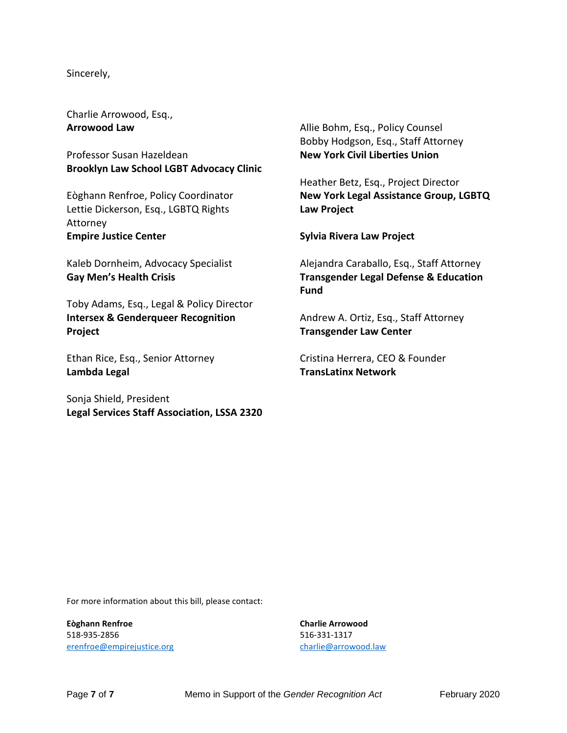Sincerely,

Charlie Arrowood, Esq.,
**Arrowood Law**

Professor Susan Hazeldean
**Brooklyn Law School LGBT Advocacy Clinic**

Eòghann Renfroe, Policy Coordinator
Lettie Dickerson, Esq., LGBTQ Rights Attorney
**Empire Justice Center**

Kaleb Dornheim, Advocacy Specialist
**Gay Men's Health Crisis**

Toby Adams, Esq., Legal & Policy Director
**Intersex & Genderqueer Recognition Project**

Ethan Rice, Esq., Senior Attorney
**Lambda Legal**

Sonja Shield, President
**Legal Services Staff Association, LSSA 2320**

Allie Bohm, Esq., Policy Counsel
Bobby Hodgson, Esq., Staff Attorney
**New York Civil Liberties Union**

Heather Betz, Esq., Project Director
**New York Legal Assistance Group, LGBTQ Law Project**

**Sylvia Rivera Law Project**

Alejandra Caraballo, Esq., Staff Attorney
**Transgender Legal Defense & Education Fund**

Andrew A. Ortiz, Esq., Staff Attorney
**Transgender Law Center**

Cristina Herrera, CEO & Founder
**TransLatinx Network**

For more information about this bill, please contact:

**Eòghann Renfroe**
518-935-2856
erenfroe@empirejustice.org

**Charlie Arrowood**
516-331-1317
charlie@arrowood.law